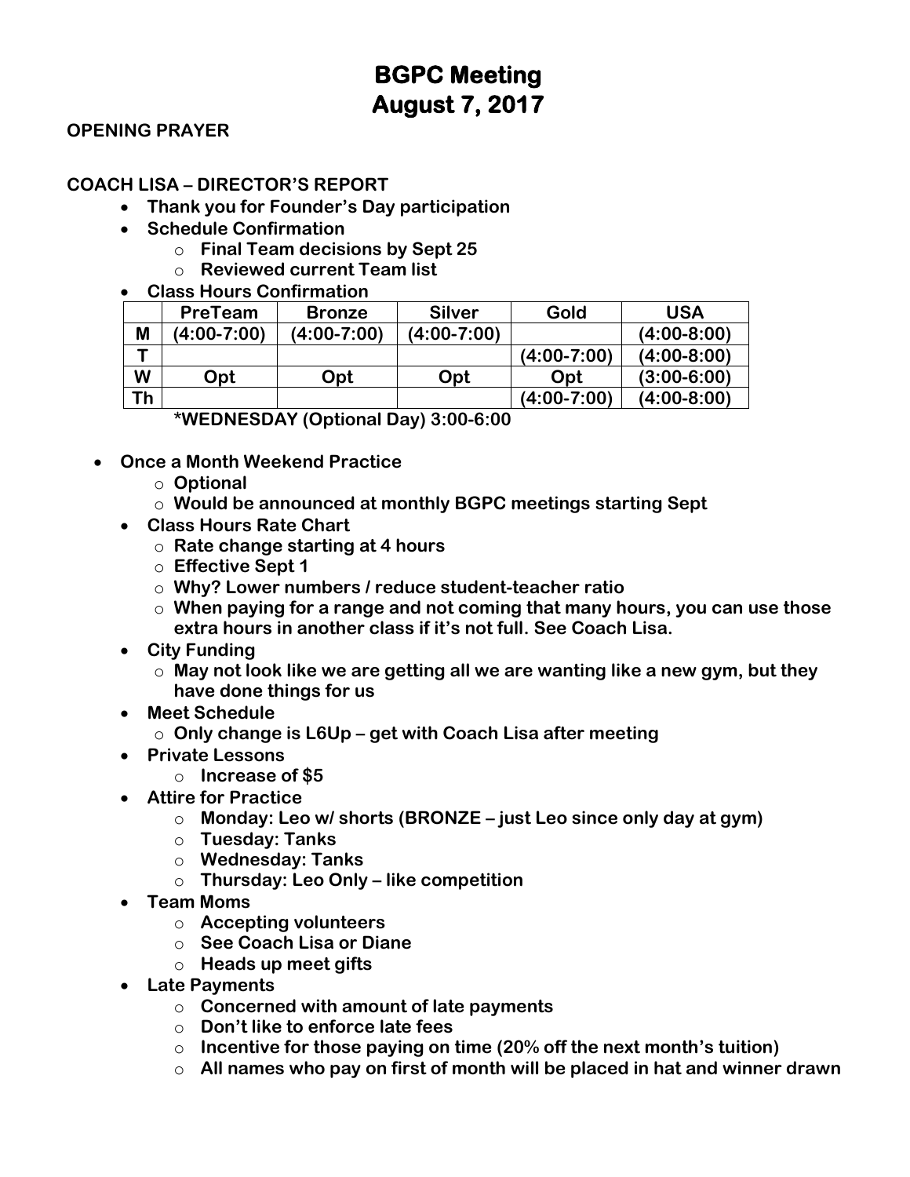# BGPC Meeting
# August 7, 2017

**OPENING PRAYER**

**COACH LISA – DIRECTOR'S REPORT**

- **Thank you for Founder's Day participation**
- **Schedule Confirmation**
  - **Final Team decisions by Sept 25**
  - **Reviewed current Team list**
- **Class Hours Confirmation**

| | PreTeam | Bronze | Silver | Gold | USA |
|---|---|---|---|---|---|
| M | (4:00-7:00) | (4:00-7:00) | (4:00-7:00) | | (4:00-8:00) |
| T | | | | (4:00-7:00) | (4:00-8:00) |
| W | Opt | Opt | Opt | Opt | (3:00-6:00) |
| Th | | | | (4:00-7:00) | (4:00-8:00) |

**\*WEDNESDAY (Optional Day) 3:00-6:00**

- **Once a Month Weekend Practice**
  - **Optional**
  - **Would be announced at monthly BGPC meetings starting Sept**
- **Class Hours Rate Chart**
  - **Rate change starting at 4 hours**
  - **Effective Sept 1**
  - **Why? Lower numbers / reduce student-teacher ratio**
  - **When paying for a range and not coming that many hours, you can use those extra hours in another class if it's not full. See Coach Lisa.**
- **City Funding**
  - **May not look like we are getting all we are wanting like a new gym, but they have done things for us**
- **Meet Schedule**
  - **Only change is L6Up – get with Coach Lisa after meeting**
- **Private Lessons**
  - **Increase of $5**
- **Attire for Practice**
  - **Monday: Leo w/ shorts (BRONZE – just Leo since only day at gym)**
  - **Tuesday: Tanks**
  - **Wednesday: Tanks**
  - **Thursday: Leo Only – like competition**
- **Team Moms**
  - **Accepting volunteers**
  - **See Coach Lisa or Diane**
  - **Heads up meet gifts**
- **Late Payments**
  - **Concerned with amount of late payments**
  - **Don't like to enforce late fees**
  - **Incentive for those paying on time (20% off the next month's tuition)**
  - **All names who pay on first of month will be placed in hat and winner drawn**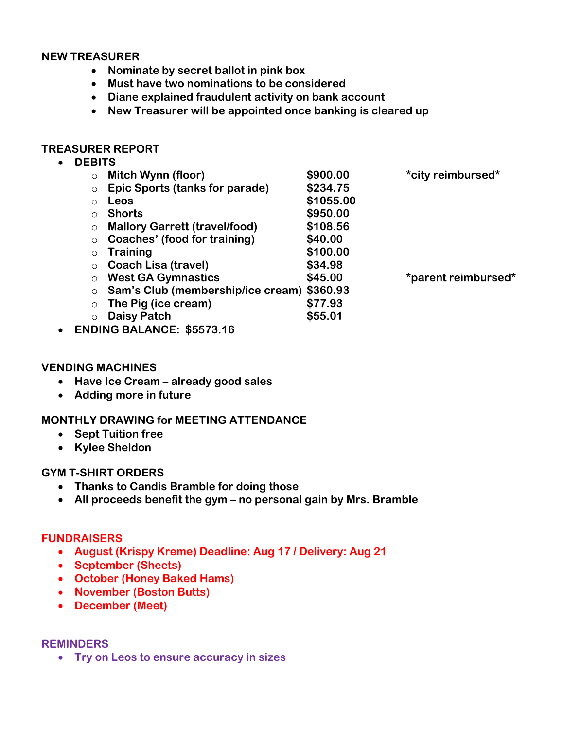**NEW TREASURER**

- Nominate by secret ballot in pink box
- Must have two nominations to be considered
- Diane explained fraudulent activity on bank account
- New Treasurer will be appointed once banking is cleared up

**TREASURER REPORT**

- DEBITS
  - Mitch Wynn (floor) $900.00 *city reimbursed*
  - Epic Sports (tanks for parade) $234.75
  - Leos $1055.00
  - Shorts $950.00
  - Mallory Garrett (travel/food) $108.56
  - Coaches' (food for training) $40.00
  - Training $100.00
  - Coach Lisa (travel) $34.98
  - West GA Gymnastics $45.00 *parent reimbursed*
  - Sam's Club (membership/ice cream) $360.93
  - The Pig (ice cream) $77.93
  - Daisy Patch $55.01
- ENDING BALANCE: $5573.16

**VENDING MACHINES**

- Have Ice Cream – already good sales
- Adding more in future

**MONTHLY DRAWING for MEETING ATTENDANCE**

- Sept Tuition free
- Kylee Sheldon

**GYM T-SHIRT ORDERS**

- Thanks to Candis Bramble for doing those
- All proceeds benefit the gym – no personal gain by Mrs. Bramble

**FUNDRAISERS**

- August (Krispy Kreme) Deadline: Aug 17 / Delivery: Aug 21
- September (Sheets)
- October (Honey Baked Hams)
- November (Boston Butts)
- December (Meet)

**REMINDERS**

- Try on Leos to ensure accuracy in sizes